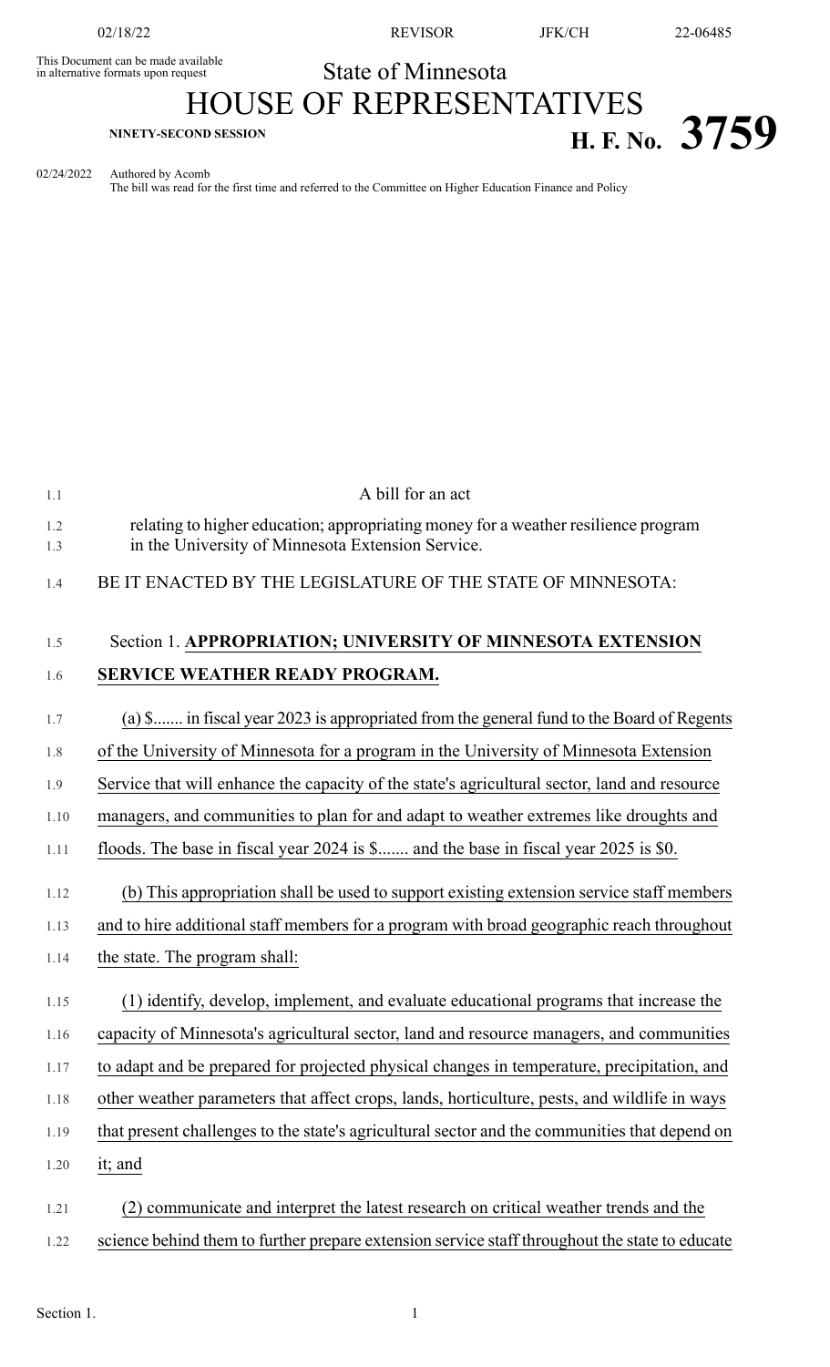This Document can be made available in alternative formats upon request

State of Minnesota

# HOUSE OF REPRESENTATIVES

**NINETY-SECOND SESSION**

**H. F. No. 3759**

02/24/2022 Authored by Acomb

The bill was read for the first time and referred to the Committee on Higher Education Finance and Policy

A bill for an act

relating to higher education; appropriating money for a weather resilience program in the University of Minnesota Extension Service.

BE IT ENACTED BY THE LEGISLATURE OF THE STATE OF MINNESOTA:

Section 1. **APPROPRIATION; UNIVERSITY OF MINNESOTA EXTENSION SERVICE WEATHER READY PROGRAM.**

(a) $....... in fiscal year 2023 is appropriated from the general fund to the Board of Regents of the University of Minnesota for a program in the University of Minnesota Extension Service that will enhance the capacity of the state's agricultural sector, land and resource managers, and communities to plan for and adapt to weather extremes like droughts and floods. The base in fiscal year 2024 is $....... and the base in fiscal year 2025 is $0.

(b) This appropriation shall be used to support existing extension service staff members and to hire additional staff members for a program with broad geographic reach throughout the state. The program shall:

(1) identify, develop, implement, and evaluate educational programs that increase the capacity of Minnesota's agricultural sector, land and resource managers, and communities to adapt and be prepared for projected physical changes in temperature, precipitation, and other weather parameters that affect crops, lands, horticulture, pests, and wildlife in ways that present challenges to the state's agricultural sector and the communities that depend on it; and

(2) communicate and interpret the latest research on critical weather trends and the science behind them to further prepare extension service staff throughout the state to educate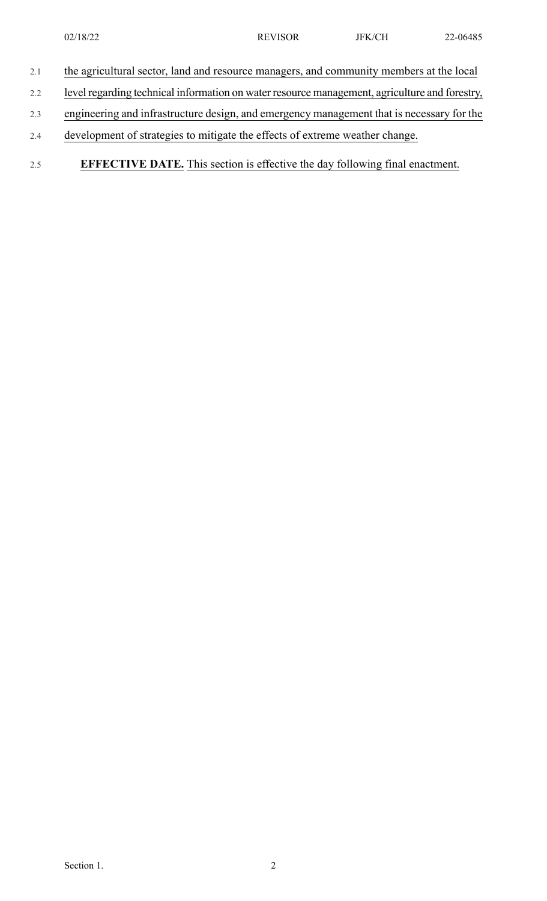the agricultural sector, land and resource managers, and community members at the local level regarding technical information on water resource management, agriculture and forestry, engineering and infrastructure design, and emergency management that is necessary for the development of strategies to mitigate the effects of extreme weather change.

**EFFECTIVE DATE.** This section is effective the day following final enactment.